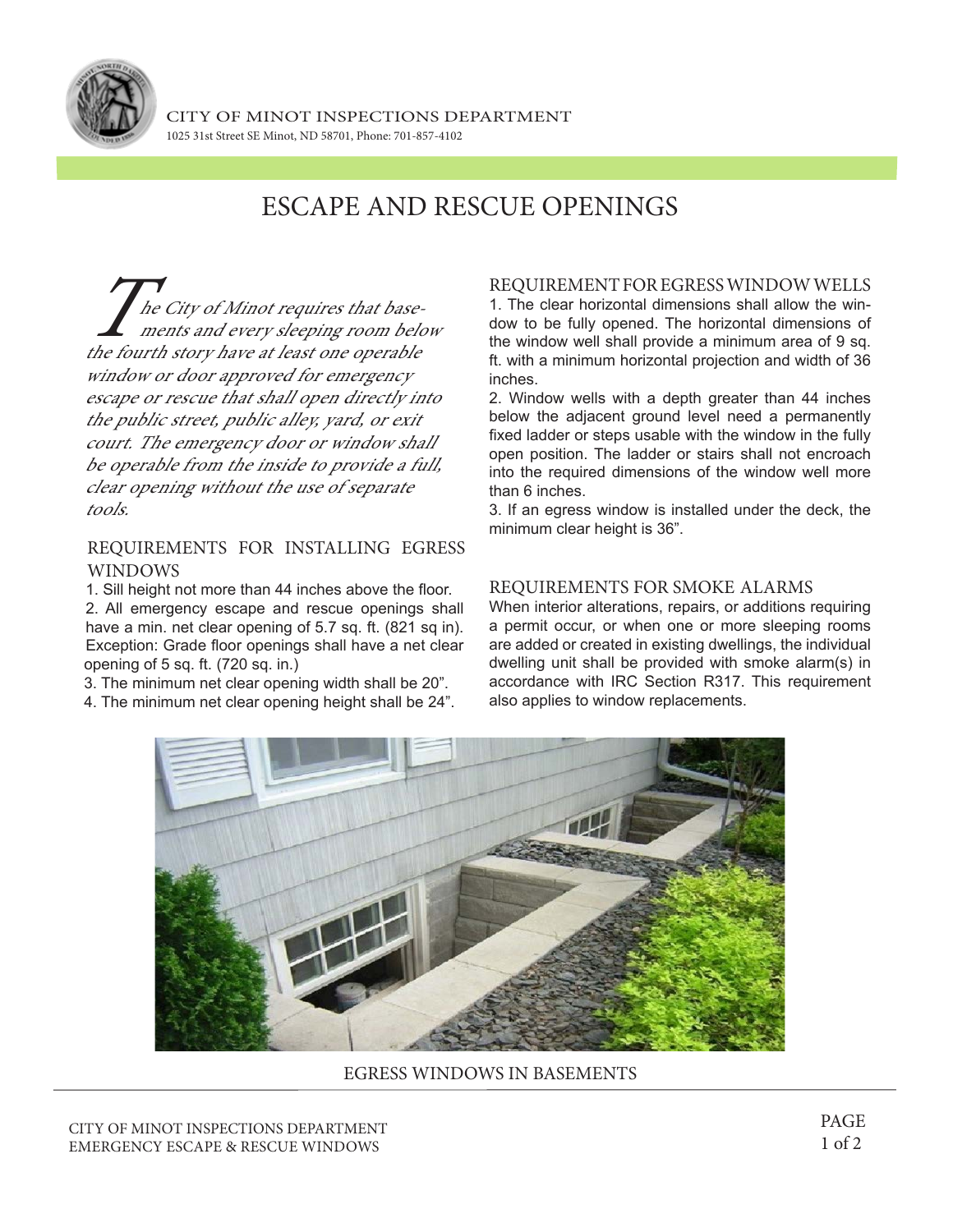CITY OF MINOT INSPECTIONS DEPARTMENT
1025 31st Street SE Minot, ND 58701, Phone: 701-857-4102

# ESCAPE AND RESCUE OPENINGS

*The City of Minot requires that basements and every sleeping room below the fourth story have at least one operable window or door approved for emergency escape or rescue that shall open directly into the public street, public alley, yard, or exit court. The emergency door or window shall be operable from the inside to provide a full, clear opening without the use of separate tools.*

## REQUIREMENTS FOR INSTALLING EGRESS WINDOWS

1. Sill height not more than 44 inches above the floor.
2. All emergency escape and rescue openings shall have a min. net clear opening of 5.7 sq. ft. (821 sq in). Exception: Grade floor openings shall have a net clear opening of 5 sq. ft. (720 sq. in.)
3. The minimum net clear opening width shall be 20".
4. The minimum net clear opening height shall be 24".

## REQUIREMENT FOR EGRESS WINDOW WELLS

1. The clear horizontal dimensions shall allow the window to be fully opened. The horizontal dimensions of the window well shall provide a minimum area of 9 sq. ft. with a minimum horizontal projection and width of 36 inches.
2. Window wells with a depth greater than 44 inches below the adjacent ground level need a permanently fixed ladder or steps usable with the window in the fully open position. The ladder or stairs shall not encroach into the required dimensions of the window well more than 6 inches.
3. If an egress window is installed under the deck, the minimum clear height is 36".

## REQUIREMENTS FOR SMOKE ALARMS

When interior alterations, repairs, or additions requiring a permit occur, or when one or more sleeping rooms are added or created in existing dwellings, the individual dwelling unit shall be provided with smoke alarm(s) in accordance with IRC Section R317. This requirement also applies to window replacements.

EGRESS WINDOWS IN BASEMENTS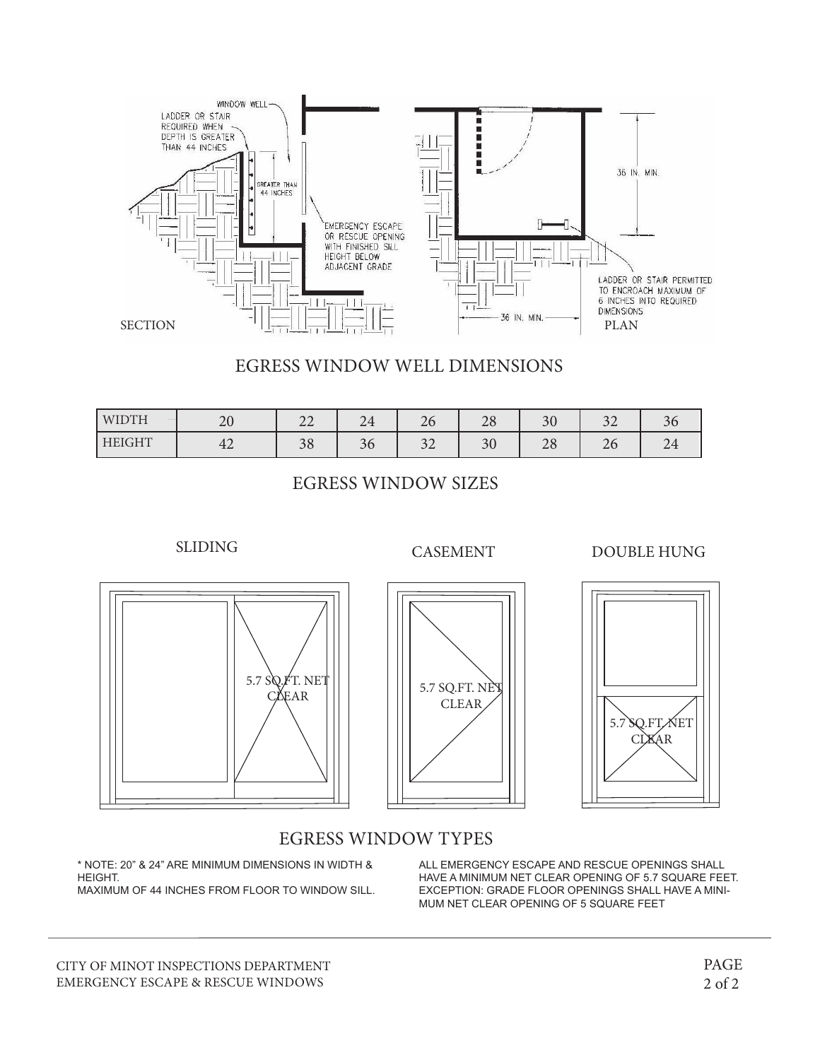WINDOW WELL

LADDER OR STAIR REQUIRED WHEN DEPTH IS GREATER THAN 44 INCHES

GREATER THAN 44 INCHES

EMERGENCY ESCAPE OR RESCUE OPENING WITH FINISHED SILL HEIGHT BELOW ADJACENT GRADE

SECTION

36 IN. MIN.

LADDER OR STAIR PERMITTED TO ENCROACH MAXIMUM OF 6 INCHES INTO REQUIRED DIMENSIONS

36 IN. MIN.

PLAN

## EGRESS WINDOW WELL DIMENSIONS

| | | | | | | | | |
|---|---|---|---|---|---|---|---|---|
| WIDTH | 20 | 22 | 24 | 26 | 28 | 30 | 32 | 36 |
| HEIGHT | 42 | 38 | 36 | 32 | 30 | 28 | 26 | 24 |

## EGRESS WINDOW SIZES

SLIDING

5.7 SQ.FT. NET CLEAR

CASEMENT

5.7 SQ.FT. NET CLEAR

DOUBLE HUNG

5.7 SQ.FT. NET CLEAR

## EGRESS WINDOW TYPES

* NOTE: 20" & 24" ARE MINIMUM DIMENSIONS IN WIDTH & HEIGHT.
MAXIMUM OF 44 INCHES FROM FLOOR TO WINDOW SILL.

ALL EMERGENCY ESCAPE AND RESCUE OPENINGS SHALL HAVE A MINIMUM NET CLEAR OPENING OF 5.7 SQUARE FEET.
EXCEPTION: GRADE FLOOR OPENINGS SHALL HAVE A MINIMUM NET CLEAR OPENING OF 5 SQUARE FEET